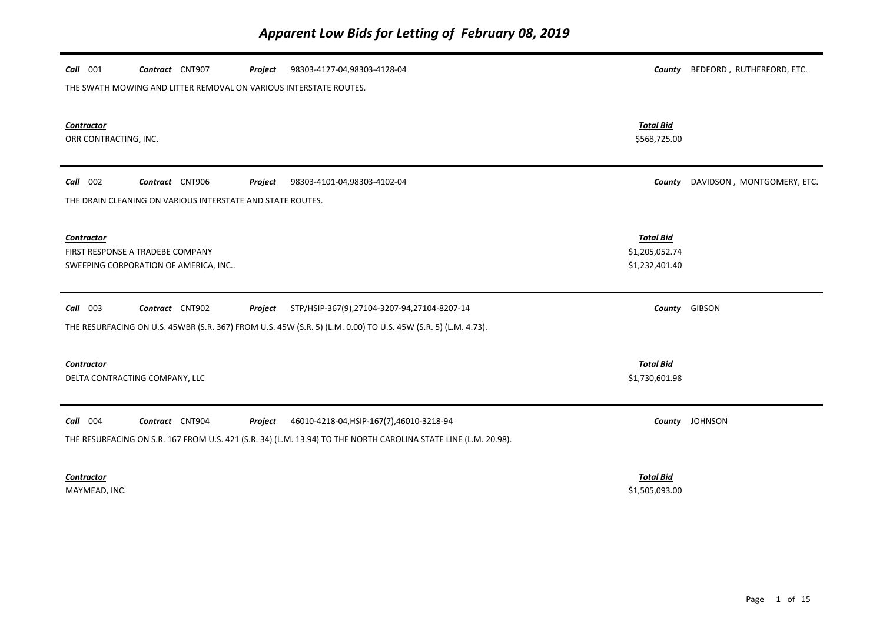# *Apparent Low Bids for Letting of February 08, 2019*

***Call*** 001 ***Contract*** CNT907 ***Project*** 98303-4127-04,98303-4128-04 ***County*** BEDFORD , RUTHERFORD, ETC.

THE SWATH MOWING AND LITTER REMOVAL ON VARIOUS INTERSTATE ROUTES.

| ***Contractor*** | ***Total Bid*** |
|---|---|
| ORR CONTRACTING, INC. | $568,725.00 |

---

***Call*** 002 ***Contract*** CNT906 ***Project*** 98303-4101-04,98303-4102-04 ***County*** DAVIDSON , MONTGOMERY, ETC.

THE DRAIN CLEANING ON VARIOUS INTERSTATE AND STATE ROUTES.

| ***Contractor*** | ***Total Bid*** |
|---|---|
| FIRST RESPONSE A TRADEBE COMPANY | $1,205,052.74 |
| SWEEPING CORPORATION OF AMERICA, INC.. | $1,232,401.40 |

---

***Call*** 003 ***Contract*** CNT902 ***Project*** STP/HSIP-367(9),27104-3207-94,27104-8207-14 ***County*** GIBSON

THE RESURFACING ON U.S. 45WBR (S.R. 367) FROM U.S. 45W (S.R. 5) (L.M. 0.00) TO U.S. 45W (S.R. 5) (L.M. 4.73).

| ***Contractor*** | ***Total Bid*** |
|---|---|
| DELTA CONTRACTING COMPANY, LLC | $1,730,601.98 |

---

***Call*** 004 ***Contract*** CNT904 ***Project*** 46010-4218-04,HSIP-167(7),46010-3218-94 ***County*** JOHNSON

THE RESURFACING ON S.R. 167 FROM U.S. 421 (S.R. 34) (L.M. 13.94) TO THE NORTH CAROLINA STATE LINE (L.M. 20.98).

| ***Contractor*** | ***Total Bid*** |
|---|---|
| MAYMEAD, INC. | $1,505,093.00 |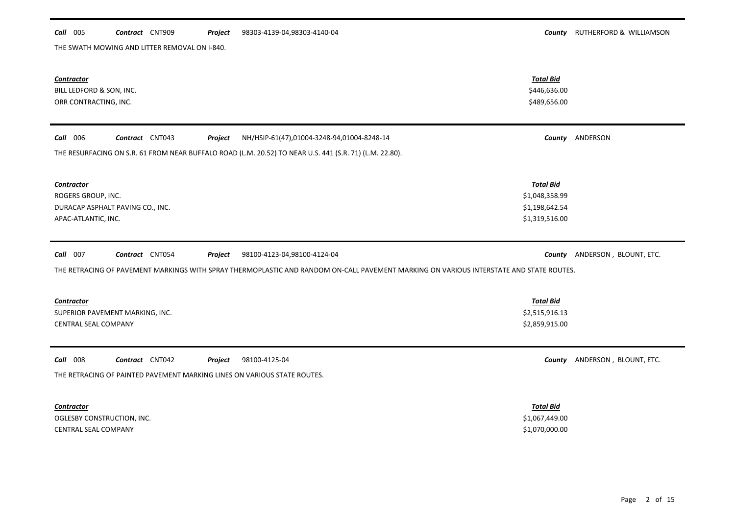**Call** 005 **Contract** CNT909 **Project** 98303-4139-04,98303-4140-04 **County** RUTHERFORD & WILLIAMSON

THE SWATH MOWING AND LITTER REMOVAL ON I-840.

| Contractor | Total Bid |
| --- | --- |
| BILL LEDFORD & SON, INC. | \$446,636.00 |
| ORR CONTRACTING, INC. | \$489,656.00 |

---

**Call** 006 **Contract** CNT043 **Project** NH/HSIP-61(47),01004-3248-94,01004-8248-14 **County** ANDERSON

THE RESURFACING ON S.R. 61 FROM NEAR BUFFALO ROAD (L.M. 20.52) TO NEAR U.S. 441 (S.R. 71) (L.M. 22.80).

| Contractor | Total Bid |
| --- | --- |
| ROGERS GROUP, INC. | \$1,048,358.99 |
| DURACAP ASPHALT PAVING CO., INC. | \$1,198,642.54 |
| APAC-ATLANTIC, INC. | \$1,319,516.00 |

---

**Call** 007 **Contract** CNT054 **Project** 98100-4123-04,98100-4124-04 **County** ANDERSON , BLOUNT, ETC.

THE RETRACING OF PAVEMENT MARKINGS WITH SPRAY THERMOPLASTIC AND RANDOM ON-CALL PAVEMENT MARKING ON VARIOUS INTERSTATE AND STATE ROUTES.

| Contractor | Total Bid |
| --- | --- |
| SUPERIOR PAVEMENT MARKING, INC. | \$2,515,916.13 |
| CENTRAL SEAL COMPANY | \$2,859,915.00 |

---

**Call** 008 **Contract** CNT042 **Project** 98100-4125-04 **County** ANDERSON , BLOUNT, ETC.

THE RETRACING OF PAINTED PAVEMENT MARKING LINES ON VARIOUS STATE ROUTES.

| Contractor | Total Bid |
| --- | --- |
| OGLESBY CONSTRUCTION, INC. | \$1,067,449.00 |
| CENTRAL SEAL COMPANY | \$1,070,000.00 |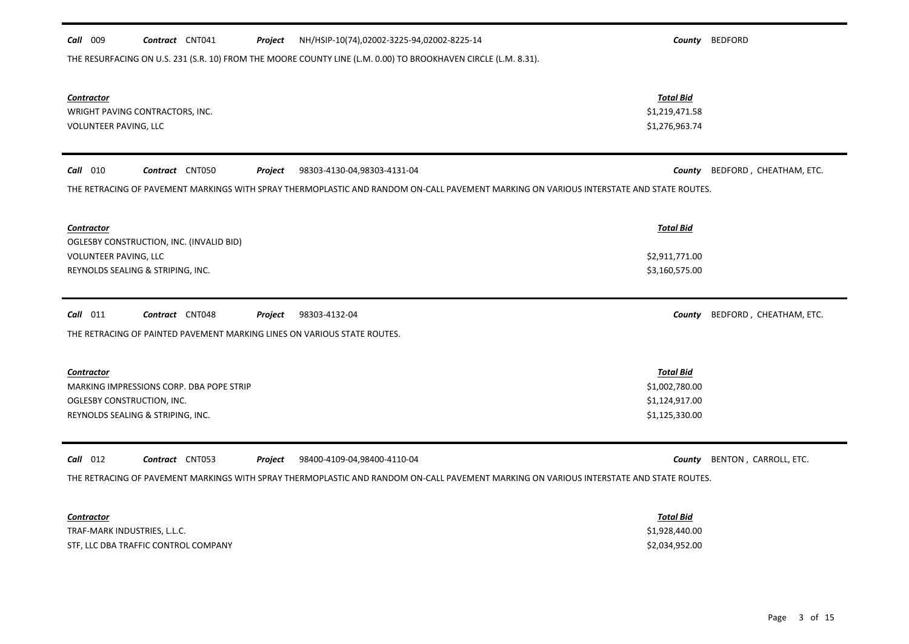**Call** 009 **Contract** CNT041 **Project** NH/HSIP-10(74),02002-3225-94,02002-8225-14 **County** BEDFORD

THE RESURFACING ON U.S. 231 (S.R. 10) FROM THE MOORE COUNTY LINE (L.M. 0.00) TO BROOKHAVEN CIRCLE (L.M. 8.31).

| Contractor | Total Bid |
|---|---|
| WRIGHT PAVING CONTRACTORS, INC. | $1,219,471.58 |
| VOLUNTEER PAVING, LLC | $1,276,963.74 |

---

**Call** 010 **Contract** CNT050 **Project** 98303-4130-04,98303-4131-04 **County** BEDFORD , CHEATHAM, ETC.

THE RETRACING OF PAVEMENT MARKINGS WITH SPRAY THERMOPLASTIC AND RANDOM ON-CALL PAVEMENT MARKING ON VARIOUS INTERSTATE AND STATE ROUTES.

| Contractor | Total Bid |
|---|---|
| OGLESBY CONSTRUCTION, INC. (INVALID BID) | |
| VOLUNTEER PAVING, LLC | $2,911,771.00 |
| REYNOLDS SEALING & STRIPING, INC. | $3,160,575.00 |

---

**Call** 011 **Contract** CNT048 **Project** 98303-4132-04 **County** BEDFORD , CHEATHAM, ETC.

THE RETRACING OF PAINTED PAVEMENT MARKING LINES ON VARIOUS STATE ROUTES.

| Contractor | Total Bid |
|---|---|
| MARKING IMPRESSIONS CORP. DBA POPE STRIP | $1,002,780.00 |
| OGLESBY CONSTRUCTION, INC. | $1,124,917.00 |
| REYNOLDS SEALING & STRIPING, INC. | $1,125,330.00 |

---

**Call** 012 **Contract** CNT053 **Project** 98400-4109-04,98400-4110-04 **County** BENTON , CARROLL, ETC.

THE RETRACING OF PAVEMENT MARKINGS WITH SPRAY THERMOPLASTIC AND RANDOM ON-CALL PAVEMENT MARKING ON VARIOUS INTERSTATE AND STATE ROUTES.

| Contractor | Total Bid |
|---|---|
| TRAF-MARK INDUSTRIES, L.L.C. | $1,928,440.00 |
| STF, LLC DBA TRAFFIC CONTROL COMPANY | $2,034,952.00 |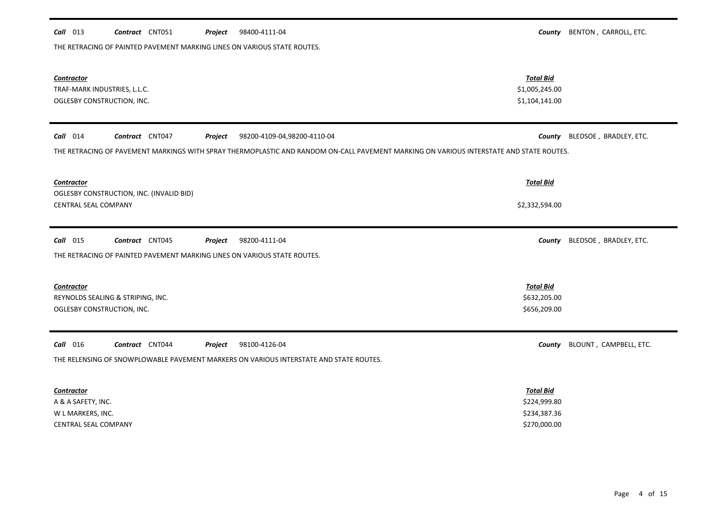**Call** 013 **Contract** CNT051 **Project** 98400-4111-04 **County** BENTON , CARROLL, ETC.

THE RETRACING OF PAINTED PAVEMENT MARKING LINES ON VARIOUS STATE ROUTES.

| Contractor | Total Bid |
|---|---|
| TRAF-MARK INDUSTRIES, L.L.C. | $1,005,245.00 |
| OGLESBY CONSTRUCTION, INC. | $1,104,141.00 |

**Call** 014 **Contract** CNT047 **Project** 98200-4109-04,98200-4110-04 **County** BLEDSOE , BRADLEY, ETC.

THE RETRACING OF PAVEMENT MARKINGS WITH SPRAY THERMOPLASTIC AND RANDOM ON-CALL PAVEMENT MARKING ON VARIOUS INTERSTATE AND STATE ROUTES.

| Contractor | Total Bid |
|---|---|
| OGLESBY CONSTRUCTION, INC. (INVALID BID) | |
| CENTRAL SEAL COMPANY | $2,332,594.00 |

**Call** 015 **Contract** CNT045 **Project** 98200-4111-04 **County** BLEDSOE , BRADLEY, ETC.

THE RETRACING OF PAINTED PAVEMENT MARKING LINES ON VARIOUS STATE ROUTES.

| Contractor | Total Bid |
|---|---|
| REYNOLDS SEALING & STRIPING, INC. | $632,205.00 |
| OGLESBY CONSTRUCTION, INC. | $656,209.00 |

**Call** 016 **Contract** CNT044 **Project** 98100-4126-04 **County** BLOUNT , CAMPBELL, ETC.

THE RELENSING OF SNOWPLOWABLE PAVEMENT MARKERS ON VARIOUS INTERSTATE AND STATE ROUTES.

| Contractor | Total Bid |
|---|---|
| A & A SAFETY, INC. | $224,999.80 |
| W L MARKERS, INC. | $234,387.36 |
| CENTRAL SEAL COMPANY | $270,000.00 |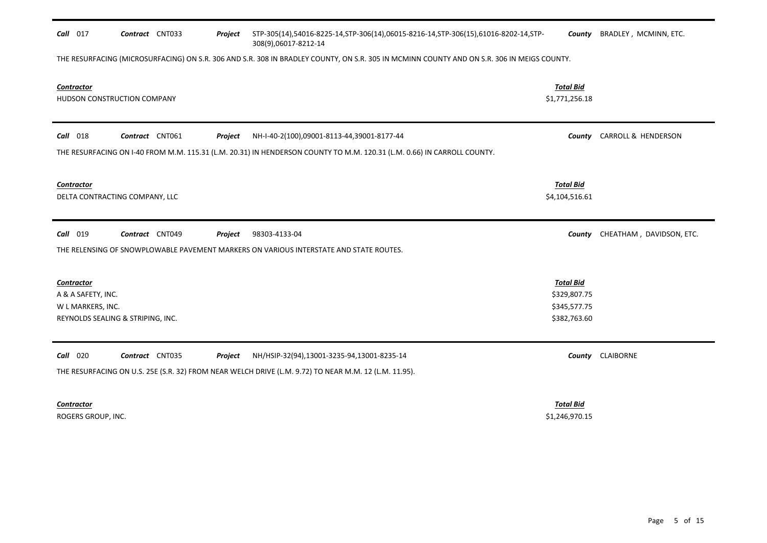**Call** 017 **Contract** CNT033 **Project** STP-305(14),54016-8225-14,STP-306(14),06015-8216-14,STP-306(15),61016-8202-14,STP-308(9),06017-8212-14 **County** BRADLEY , MCMINN, ETC.

THE RESURFACING (MICROSURFACING) ON S.R. 306 AND S.R. 308 IN BRADLEY COUNTY, ON S.R. 305 IN MCMINN COUNTY AND ON S.R. 306 IN MEIGS COUNTY.

| *Contractor* | *Total Bid* |
|---|---|
| HUDSON CONSTRUCTION COMPANY | $1,771,256.18 |

---

**Call** 018 **Contract** CNT061 **Project** NH-I-40-2(100),09001-8113-44,39001-8177-44 **County** CARROLL & HENDERSON

THE RESURFACING ON I-40 FROM M.M. 115.31 (L.M. 20.31) IN HENDERSON COUNTY TO M.M. 120.31 (L.M. 0.66) IN CARROLL COUNTY.

| *Contractor* | *Total Bid* |
|---|---|
| DELTA CONTRACTING COMPANY, LLC | $4,104,516.61 |

---

**Call** 019 **Contract** CNT049 **Project** 98303-4133-04 **County** CHEATHAM , DAVIDSON, ETC.

THE RELENSING OF SNOWPLOWABLE PAVEMENT MARKERS ON VARIOUS INTERSTATE AND STATE ROUTES.

| *Contractor* | *Total Bid* |
|---|---|
| A & A SAFETY, INC. | $329,807.75 |
| W L MARKERS, INC. | $345,577.75 |
| REYNOLDS SEALING & STRIPING, INC. | $382,763.60 |

---

**Call** 020 **Contract** CNT035 **Project** NH/HSIP-32(94),13001-3235-94,13001-8235-14 **County** CLAIBORNE

THE RESURFACING ON U.S. 25E (S.R. 32) FROM NEAR WELCH DRIVE (L.M. 9.72) TO NEAR M.M. 12 (L.M. 11.95).

| *Contractor* | *Total Bid* |
|---|---|
| ROGERS GROUP, INC. | $1,246,970.15 |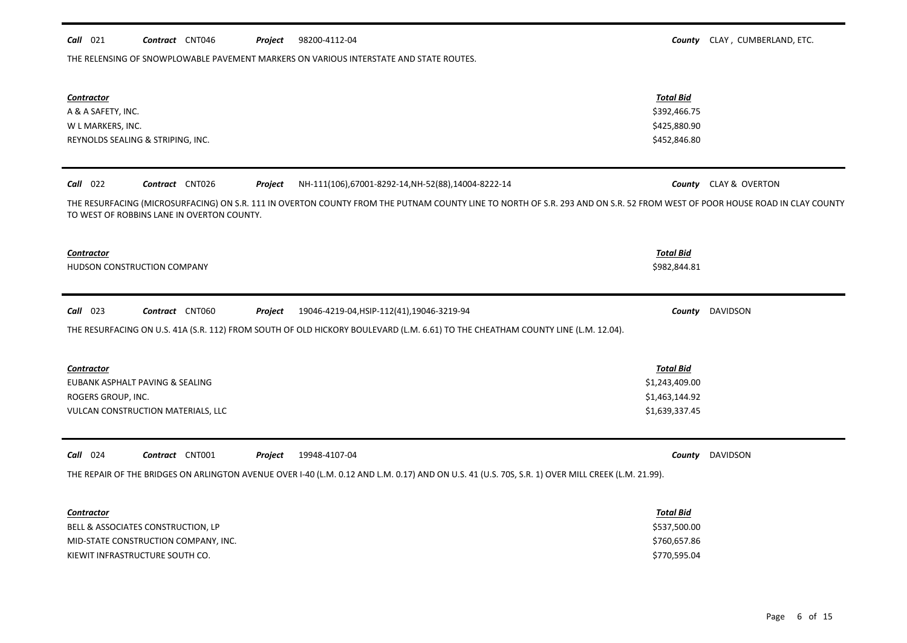**Call** 021 **Contract** CNT046 **Project** 98200-4112-04 **County** CLAY , CUMBERLAND, ETC.

THE RELENSING OF SNOWPLOWABLE PAVEMENT MARKERS ON VARIOUS INTERSTATE AND STATE ROUTES.

| *Contractor* | *Total Bid* |
|---|---|
| A & A SAFETY, INC. | $392,466.75 |
| W L MARKERS, INC. | $425,880.90 |
| REYNOLDS SEALING & STRIPING, INC. | $452,846.80 |

---

**Call** 022 **Contract** CNT026 **Project** NH-111(106),67001-8292-14,NH-52(88),14004-8222-14 **County** CLAY & OVERTON

THE RESURFACING (MICROSURFACING) ON S.R. 111 IN OVERTON COUNTY FROM THE PUTNAM COUNTY LINE TO NORTH OF S.R. 293 AND ON S.R. 52 FROM WEST OF POOR HOUSE ROAD IN CLAY COUNTY TO WEST OF ROBBINS LANE IN OVERTON COUNTY.

| *Contractor* | *Total Bid* |
|---|---|
| HUDSON CONSTRUCTION COMPANY | $982,844.81 |

---

**Call** 023 **Contract** CNT060 **Project** 19046-4219-04,HSIP-112(41),19046-3219-94 **County** DAVIDSON

THE RESURFACING ON U.S. 41A (S.R. 112) FROM SOUTH OF OLD HICKORY BOULEVARD (L.M. 6.61) TO THE CHEATHAM COUNTY LINE (L.M. 12.04).

| *Contractor* | *Total Bid* |
|---|---|
| EUBANK ASPHALT PAVING & SEALING | $1,243,409.00 |
| ROGERS GROUP, INC. | $1,463,144.92 |
| VULCAN CONSTRUCTION MATERIALS, LLC | $1,639,337.45 |

---

**Call** 024 **Contract** CNT001 **Project** 19948-4107-04 **County** DAVIDSON

THE REPAIR OF THE BRIDGES ON ARLINGTON AVENUE OVER I-40 (L.M. 0.12 AND L.M. 0.17) AND ON U.S. 41 (U.S. 70S, S.R. 1) OVER MILL CREEK (L.M. 21.99).

| *Contractor* | *Total Bid* |
|---|---|
| BELL & ASSOCIATES CONSTRUCTION, LP | $537,500.00 |
| MID-STATE CONSTRUCTION COMPANY, INC. | $760,657.86 |
| KIEWIT INFRASTRUCTURE SOUTH CO. | $770,595.04 |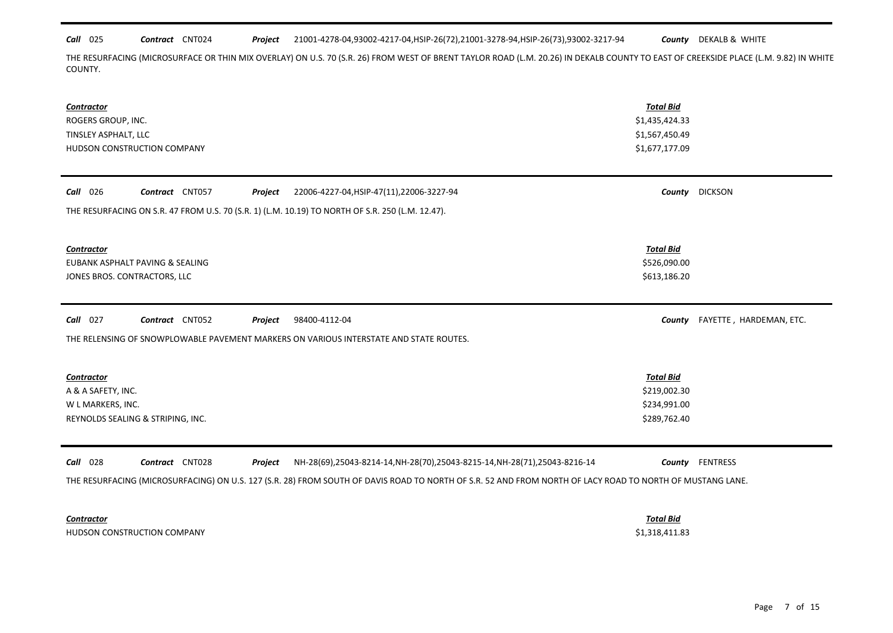**Call** 025 **Contract** CNT024 **Project** 21001-4278-04,93002-4217-04,HSIP-26(72),21001-3278-94,HSIP-26(73),93002-3217-94 **County** DEKALB & WHITE

THE RESURFACING (MICROSURFACE OR THIN MIX OVERLAY) ON U.S. 70 (S.R. 26) FROM WEST OF BRENT TAYLOR ROAD (L.M. 20.26) IN DEKALB COUNTY TO EAST OF CREEKSIDE PLACE (L.M. 9.82) IN WHITE COUNTY.

| Contractor | Total Bid |
|---|---|
| ROGERS GROUP, INC. | $1,435,424.33 |
| TINSLEY ASPHALT, LLC | $1,567,450.49 |
| HUDSON CONSTRUCTION COMPANY | $1,677,177.09 |

**Call** 026 **Contract** CNT057 **Project** 22006-4227-04,HSIP-47(11),22006-3227-94 **County** DICKSON

THE RESURFACING ON S.R. 47 FROM U.S. 70 (S.R. 1) (L.M. 10.19) TO NORTH OF S.R. 250 (L.M. 12.47).

| Contractor | Total Bid |
|---|---|
| EUBANK ASPHALT PAVING & SEALING | $526,090.00 |
| JONES BROS. CONTRACTORS, LLC | $613,186.20 |

**Call** 027 **Contract** CNT052 **Project** 98400-4112-04 **County** FAYETTE , HARDEMAN, ETC.

THE RELENSING OF SNOWPLOWABLE PAVEMENT MARKERS ON VARIOUS INTERSTATE AND STATE ROUTES.

| Contractor | Total Bid |
|---|---|
| A & A SAFETY, INC. | $219,002.30 |
| W L MARKERS, INC. | $234,991.00 |
| REYNOLDS SEALING & STRIPING, INC. | $289,762.40 |

**Call** 028 **Contract** CNT028 **Project** NH-28(69),25043-8214-14,NH-28(70),25043-8215-14,NH-28(71),25043-8216-14 **County** FENTRESS

THE RESURFACING (MICROSURFACING) ON U.S. 127 (S.R. 28) FROM SOUTH OF DAVIS ROAD TO NORTH OF S.R. 52 AND FROM NORTH OF LACY ROAD TO NORTH OF MUSTANG LANE.

| Contractor | Total Bid |
|---|---|
| HUDSON CONSTRUCTION COMPANY | $1,318,411.83 |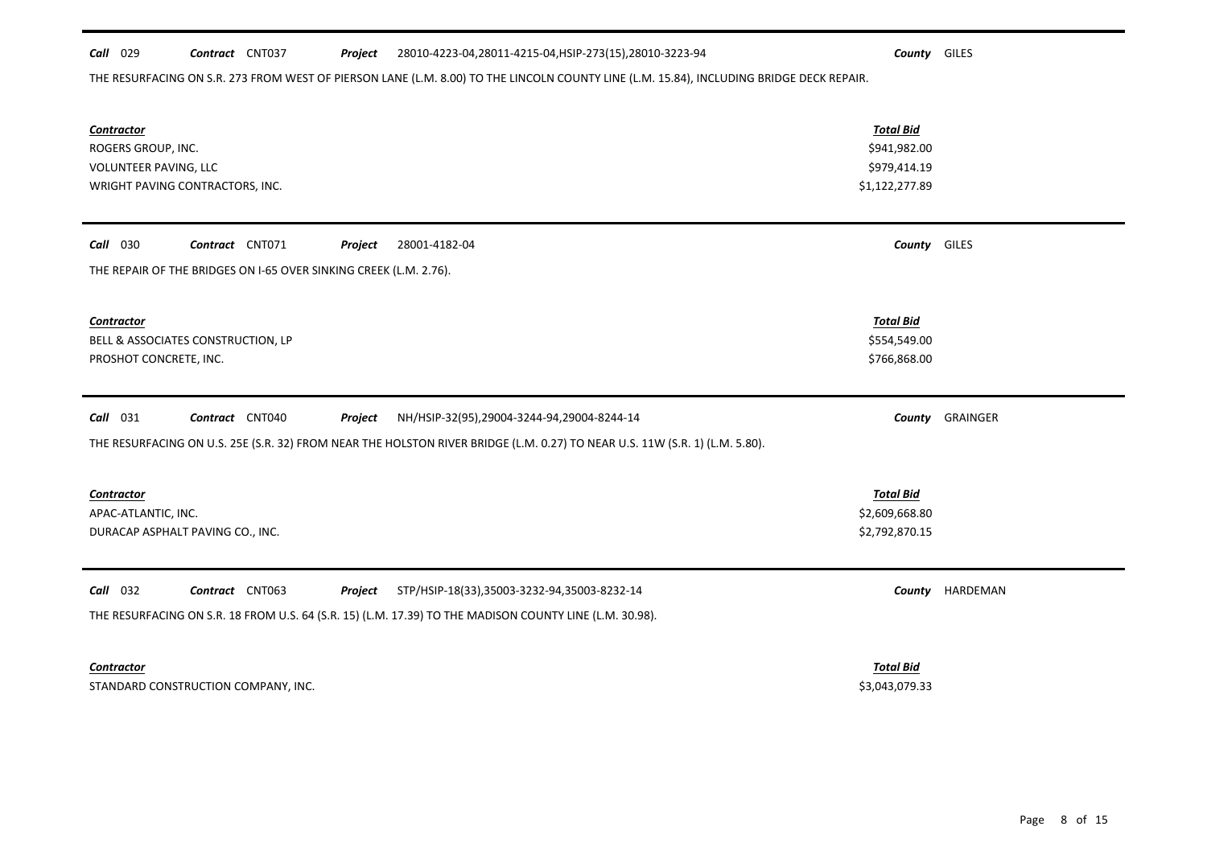**Call** 029 **Contract** CNT037 **Project** 28010-4223-04,28011-4215-04,HSIP-273(15),28010-3223-94 **County** GILES

THE RESURFACING ON S.R. 273 FROM WEST OF PIERSON LANE (L.M. 8.00) TO THE LINCOLN COUNTY LINE (L.M. 15.84), INCLUDING BRIDGE DECK REPAIR.

| Contractor | Total Bid |
|---|---|
| ROGERS GROUP, INC. | $941,982.00 |
| VOLUNTEER PAVING, LLC | $979,414.19 |
| WRIGHT PAVING CONTRACTORS, INC. | $1,122,277.89 |

---

**Call** 030 **Contract** CNT071 **Project** 28001-4182-04 **County** GILES

THE REPAIR OF THE BRIDGES ON I-65 OVER SINKING CREEK (L.M. 2.76).

| Contractor | Total Bid |
|---|---|
| BELL & ASSOCIATES CONSTRUCTION, LP | $554,549.00 |
| PROSHOT CONCRETE, INC. | $766,868.00 |

---

**Call** 031 **Contract** CNT040 **Project** NH/HSIP-32(95),29004-3244-94,29004-8244-14 **County** GRAINGER

THE RESURFACING ON U.S. 25E (S.R. 32) FROM NEAR THE HOLSTON RIVER BRIDGE (L.M. 0.27) TO NEAR U.S. 11W (S.R. 1) (L.M. 5.80).

| Contractor | Total Bid |
|---|---|
| APAC-ATLANTIC, INC. | $2,609,668.80 |
| DURACAP ASPHALT PAVING CO., INC. | $2,792,870.15 |

---

**Call** 032 **Contract** CNT063 **Project** STP/HSIP-18(33),35003-3232-94,35003-8232-14 **County** HARDEMAN

THE RESURFACING ON S.R. 18 FROM U.S. 64 (S.R. 15) (L.M. 17.39) TO THE MADISON COUNTY LINE (L.M. 30.98).

| Contractor | Total Bid |
|---|---|
| STANDARD CONSTRUCTION COMPANY, INC. | $3,043,079.33 |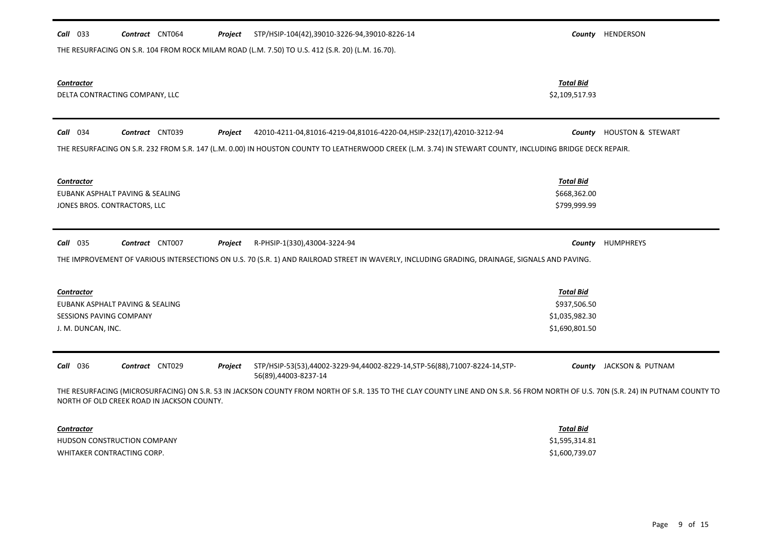**Call** 033 **Contract** CNT064 **Project** STP/HSIP-104(42),39010-3226-94,39010-8226-14 **County** HENDERSON

THE RESURFACING ON S.R. 104 FROM ROCK MILAM ROAD (L.M. 7.50) TO U.S. 412 (S.R. 20) (L.M. 16.70).

| *Contractor* | *Total Bid* |
|---|---|
| DELTA CONTRACTING COMPANY, LLC | $2,109,517.93 |

---

**Call** 034 **Contract** CNT039 **Project** 42010-4211-04,81016-4219-04,81016-4220-04,HSIP-232(17),42010-3212-94 **County** HOUSTON & STEWART

THE RESURFACING ON S.R. 232 FROM S.R. 147 (L.M. 0.00) IN HOUSTON COUNTY TO LEATHERWOOD CREEK (L.M. 3.74) IN STEWART COUNTY, INCLUDING BRIDGE DECK REPAIR.

| *Contractor* | *Total Bid* |
|---|---|
| EUBANK ASPHALT PAVING & SEALING | $668,362.00 |
| JONES BROS. CONTRACTORS, LLC | $799,999.99 |

---

**Call** 035 **Contract** CNT007 **Project** R-PHSIP-1(330),43004-3224-94 **County** HUMPHREYS

THE IMPROVEMENT OF VARIOUS INTERSECTIONS ON U.S. 70 (S.R. 1) AND RAILROAD STREET IN WAVERLY, INCLUDING GRADING, DRAINAGE, SIGNALS AND PAVING.

| *Contractor* | *Total Bid* |
|---|---|
| EUBANK ASPHALT PAVING & SEALING | $937,506.50 |
| SESSIONS PAVING COMPANY | $1,035,982.30 |
| J. M. DUNCAN, INC. | $1,690,801.50 |

---

**Call** 036 **Contract** CNT029 **Project** STP/HSIP-53(53),44002-3229-94,44002-8229-14,STP-56(88),71007-8224-14,STP-56(89),44003-8237-14 **County** JACKSON & PUTNAM

THE RESURFACING (MICROSURFACING) ON S.R. 53 IN JACKSON COUNTY FROM NORTH OF S.R. 135 TO THE CLAY COUNTY LINE AND ON S.R. 56 FROM NORTH OF U.S. 70N (S.R. 24) IN PUTNAM COUNTY TO NORTH OF OLD CREEK ROAD IN JACKSON COUNTY.

| *Contractor* | *Total Bid* |
|---|---|
| HUDSON CONSTRUCTION COMPANY | $1,595,314.81 |
| WHITAKER CONTRACTING CORP. | $1,600,739.07 |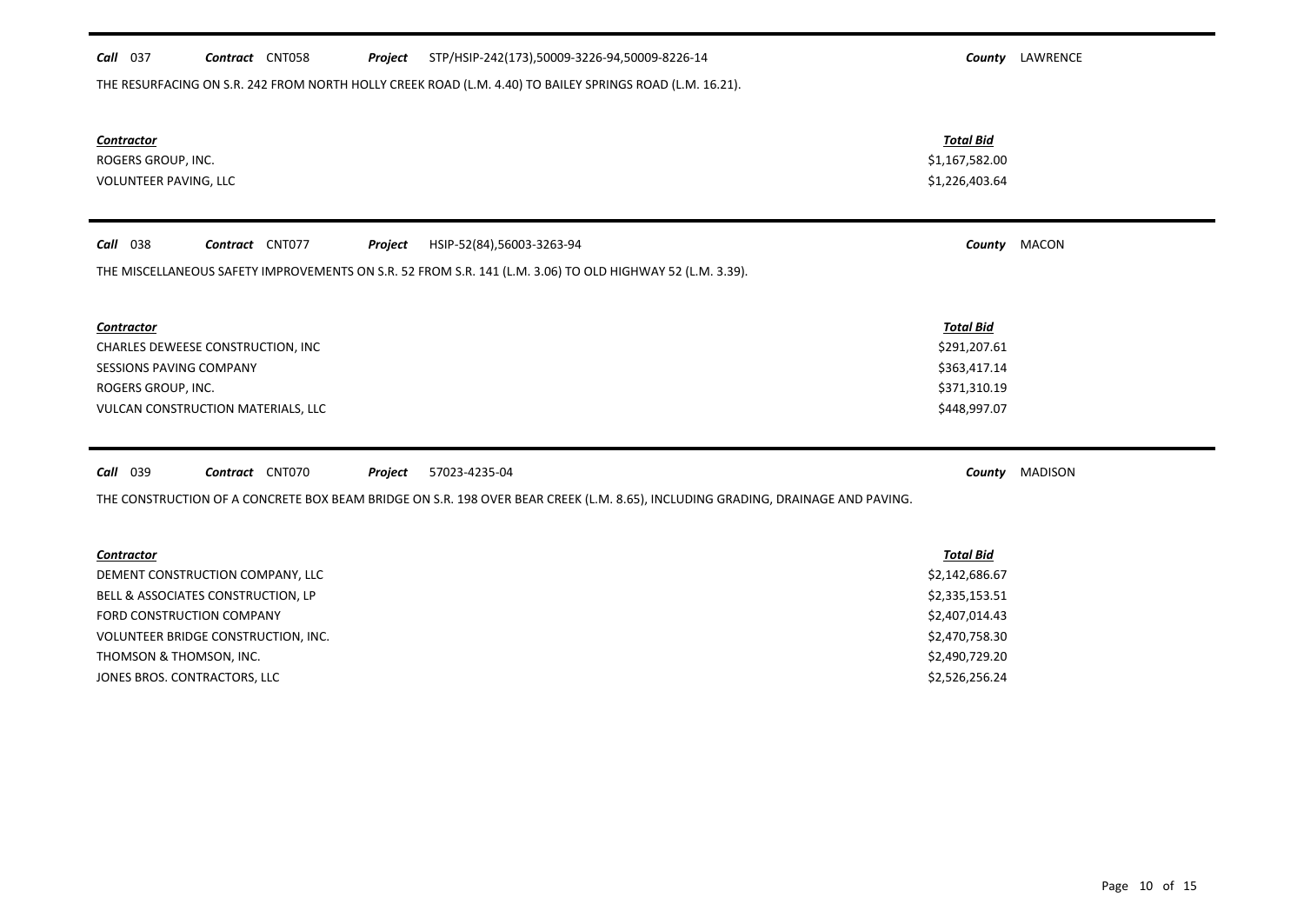**Call** 037 **Contract** CNT058 **Project** STP/HSIP-242(173),50009-3226-94,50009-8226-14 **County** LAWRENCE

THE RESURFACING ON S.R. 242 FROM NORTH HOLLY CREEK ROAD (L.M. 4.40) TO BAILEY SPRINGS ROAD (L.M. 16.21).

| Contractor | Total Bid |
|---|---|
| ROGERS GROUP, INC. | $1,167,582.00 |
| VOLUNTEER PAVING, LLC | $1,226,403.64 |

---

**Call** 038 **Contract** CNT077 **Project** HSIP-52(84),56003-3263-94 **County** MACON

THE MISCELLANEOUS SAFETY IMPROVEMENTS ON S.R. 52 FROM S.R. 141 (L.M. 3.06) TO OLD HIGHWAY 52 (L.M. 3.39).

| Contractor | Total Bid |
|---|---|
| CHARLES DEWEESE CONSTRUCTION, INC | $291,207.61 |
| SESSIONS PAVING COMPANY | $363,417.14 |
| ROGERS GROUP, INC. | $371,310.19 |
| VULCAN CONSTRUCTION MATERIALS, LLC | $448,997.07 |

---

**Call** 039 **Contract** CNT070 **Project** 57023-4235-04 **County** MADISON

THE CONSTRUCTION OF A CONCRETE BOX BEAM BRIDGE ON S.R. 198 OVER BEAR CREEK (L.M. 8.65), INCLUDING GRADING, DRAINAGE AND PAVING.

| Contractor | Total Bid |
|---|---|
| DEMENT CONSTRUCTION COMPANY, LLC | $2,142,686.67 |
| BELL & ASSOCIATES CONSTRUCTION, LP | $2,335,153.51 |
| FORD CONSTRUCTION COMPANY | $2,407,014.43 |
| VOLUNTEER BRIDGE CONSTRUCTION, INC. | $2,470,758.30 |
| THOMSON & THOMSON, INC. | $2,490,729.20 |
| JONES BROS. CONTRACTORS, LLC | $2,526,256.24 |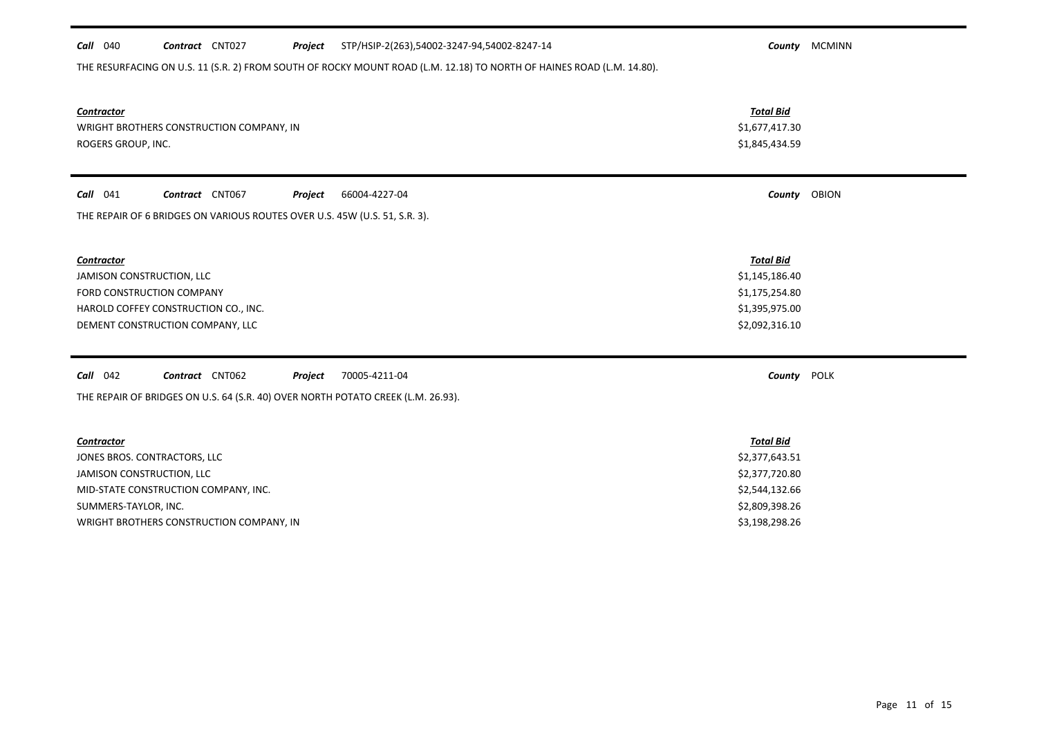**Call** 040 **Contract** CNT027 **Project** STP/HSIP-2(263),54002-3247-94,54002-8247-14 **County** MCMINN

THE RESURFACING ON U.S. 11 (S.R. 2) FROM SOUTH OF ROCKY MOUNT ROAD (L.M. 12.18) TO NORTH OF HAINES ROAD (L.M. 14.80).

| *Contractor* | *Total Bid* |
| --- | --- |
| WRIGHT BROTHERS CONSTRUCTION COMPANY, IN | $1,677,417.30 |
| ROGERS GROUP, INC. | $1,845,434.59 |

**Call** 041 **Contract** CNT067 **Project** 66004-4227-04 **County** OBION

THE REPAIR OF 6 BRIDGES ON VARIOUS ROUTES OVER U.S. 45W (U.S. 51, S.R. 3).

| *Contractor* | *Total Bid* |
| --- | --- |
| JAMISON CONSTRUCTION, LLC | $1,145,186.40 |
| FORD CONSTRUCTION COMPANY | $1,175,254.80 |
| HAROLD COFFEY CONSTRUCTION CO., INC. | $1,395,975.00 |
| DEMENT CONSTRUCTION COMPANY, LLC | $2,092,316.10 |

**Call** 042 **Contract** CNT062 **Project** 70005-4211-04 **County** POLK

THE REPAIR OF BRIDGES ON U.S. 64 (S.R. 40) OVER NORTH POTATO CREEK (L.M. 26.93).

| *Contractor* | *Total Bid* |
| --- | --- |
| JONES BROS. CONTRACTORS, LLC | $2,377,643.51 |
| JAMISON CONSTRUCTION, LLC | $2,377,720.80 |
| MID-STATE CONSTRUCTION COMPANY, INC. | $2,544,132.66 |
| SUMMERS-TAYLOR, INC. | $2,809,398.26 |
| WRIGHT BROTHERS CONSTRUCTION COMPANY, IN | $3,198,298.26 |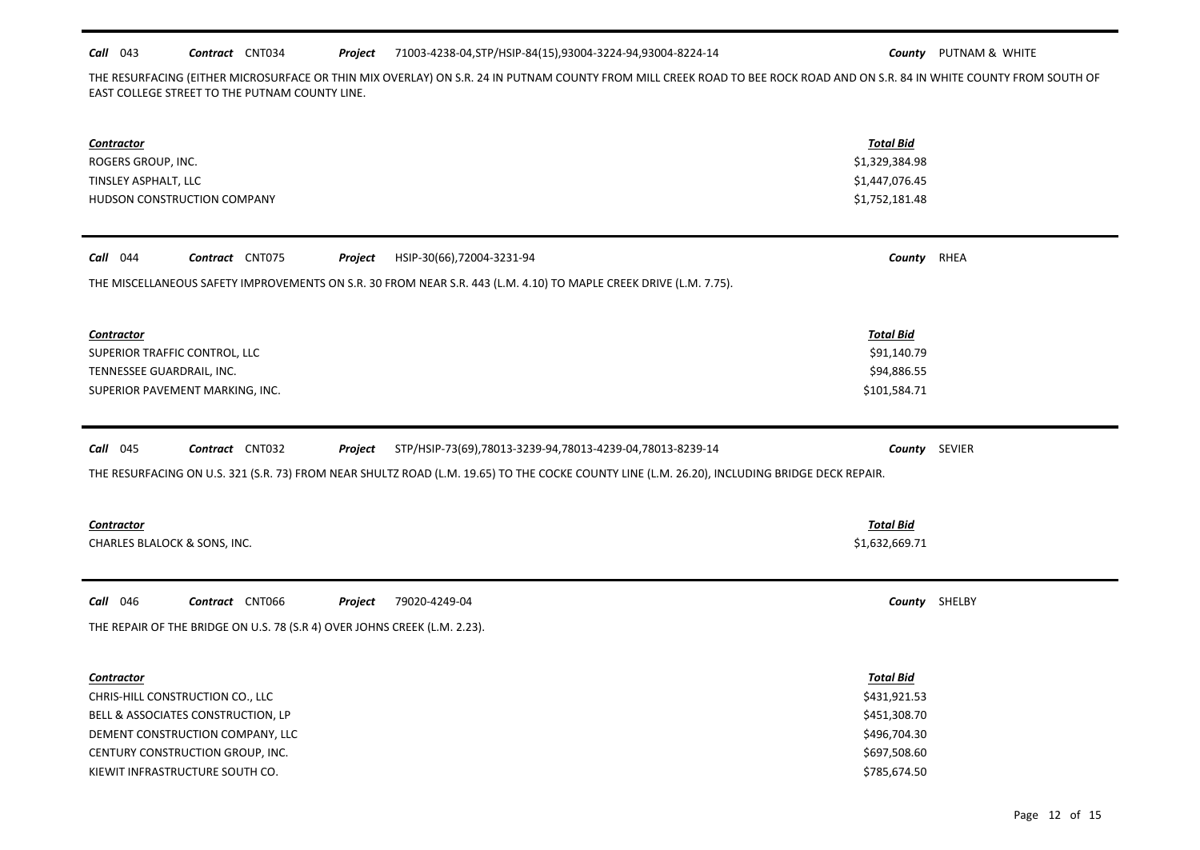**Call** 043 **Contract** CNT034 **Project** 71003-4238-04,STP/HSIP-84(15),93004-3224-94,93004-8224-14 **County** PUTNAM & WHITE

THE RESURFACING (EITHER MICROSURFACE OR THIN MIX OVERLAY) ON S.R. 24 IN PUTNAM COUNTY FROM MILL CREEK ROAD TO BEE ROCK ROAD AND ON S.R. 84 IN WHITE COUNTY FROM SOUTH OF EAST COLLEGE STREET TO THE PUTNAM COUNTY LINE.

| Contractor | Total Bid |
|---|---|
| ROGERS GROUP, INC. | $1,329,384.98 |
| TINSLEY ASPHALT, LLC | $1,447,076.45 |
| HUDSON CONSTRUCTION COMPANY | $1,752,181.48 |

**Call** 044 **Contract** CNT075 **Project** HSIP-30(66),72004-3231-94 **County** RHEA

THE MISCELLANEOUS SAFETY IMPROVEMENTS ON S.R. 30 FROM NEAR S.R. 443 (L.M. 4.10) TO MAPLE CREEK DRIVE (L.M. 7.75).

| Contractor | Total Bid |
|---|---|
| SUPERIOR TRAFFIC CONTROL, LLC | $91,140.79 |
| TENNESSEE GUARDRAIL, INC. | $94,886.55 |
| SUPERIOR PAVEMENT MARKING, INC. | $101,584.71 |

**Call** 045 **Contract** CNT032 **Project** STP/HSIP-73(69),78013-3239-94,78013-4239-04,78013-8239-14 **County** SEVIER

THE RESURFACING ON U.S. 321 (S.R. 73) FROM NEAR SHULTZ ROAD (L.M. 19.65) TO THE COCKE COUNTY LINE (L.M. 26.20), INCLUDING BRIDGE DECK REPAIR.

| Contractor | Total Bid |
|---|---|
| CHARLES BLALOCK & SONS, INC. | $1,632,669.71 |

**Call** 046 **Contract** CNT066 **Project** 79020-4249-04 **County** SHELBY

THE REPAIR OF THE BRIDGE ON U.S. 78 (S.R 4) OVER JOHNS CREEK (L.M. 2.23).

| Contractor | Total Bid |
|---|---|
| CHRIS-HILL CONSTRUCTION CO., LLC | $431,921.53 |
| BELL & ASSOCIATES CONSTRUCTION, LP | $451,308.70 |
| DEMENT CONSTRUCTION COMPANY, LLC | $496,704.30 |
| CENTURY CONSTRUCTION GROUP, INC. | $697,508.60 |
| KIEWIT INFRASTRUCTURE SOUTH CO. | $785,674.50 |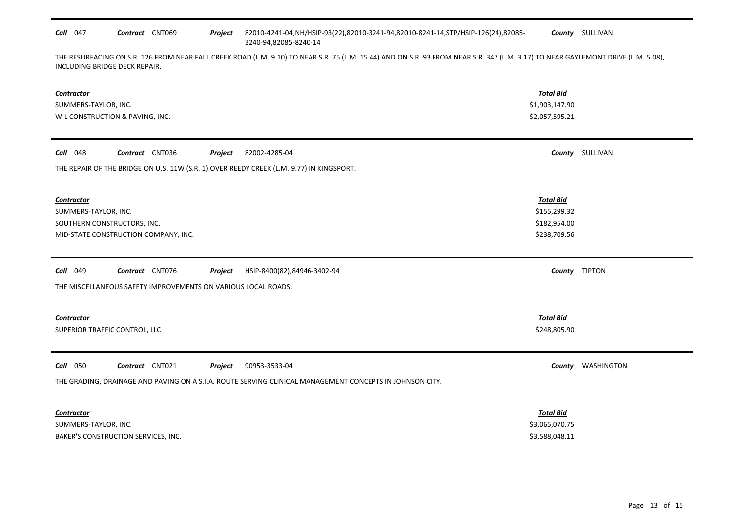**Call** 047 **Contract** CNT069 **Project** 82010-4241-04,NH/HSIP-93(22),82010-3241-94,82010-8241-14,STP/HSIP-126(24),82085-3240-94,82085-8240-14 **County** SULLIVAN

THE RESURFACING ON S.R. 126 FROM NEAR FALL CREEK ROAD (L.M. 9.10) TO NEAR S.R. 75 (L.M. 15.44) AND ON S.R. 93 FROM NEAR S.R. 347 (L.M. 3.17) TO NEAR GAYLEMONT DRIVE (L.M. 5.08), INCLUDING BRIDGE DECK REPAIR.

| *Contractor* | *Total Bid* |
|---|---|
| SUMMERS-TAYLOR, INC. | \$1,903,147.90 |
| W-L CONSTRUCTION & PAVING, INC. | \$2,057,595.21 |

---

**Call** 048 **Contract** CNT036 **Project** 82002-4285-04 **County** SULLIVAN

THE REPAIR OF THE BRIDGE ON U.S. 11W (S.R. 1) OVER REEDY CREEK (L.M. 9.77) IN KINGSPORT.

| *Contractor* | *Total Bid* |
|---|---|
| SUMMERS-TAYLOR, INC. | \$155,299.32 |
| SOUTHERN CONSTRUCTORS, INC. | \$182,954.00 |
| MID-STATE CONSTRUCTION COMPANY, INC. | \$238,709.56 |

---

**Call** 049 **Contract** CNT076 **Project** HSIP-8400(82),84946-3402-94 **County** TIPTON

THE MISCELLANEOUS SAFETY IMPROVEMENTS ON VARIOUS LOCAL ROADS.

| *Contractor* | *Total Bid* |
|---|---|
| SUPERIOR TRAFFIC CONTROL, LLC | \$248,805.90 |

---

**Call** 050 **Contract** CNT021 **Project** 90953-3533-04 **County** WASHINGTON

THE GRADING, DRAINAGE AND PAVING ON A S.I.A. ROUTE SERVING CLINICAL MANAGEMENT CONCEPTS IN JOHNSON CITY.

| *Contractor* | *Total Bid* |
|---|---|
| SUMMERS-TAYLOR, INC. | \$3,065,070.75 |
| BAKER'S CONSTRUCTION SERVICES, INC. | \$3,588,048.11 |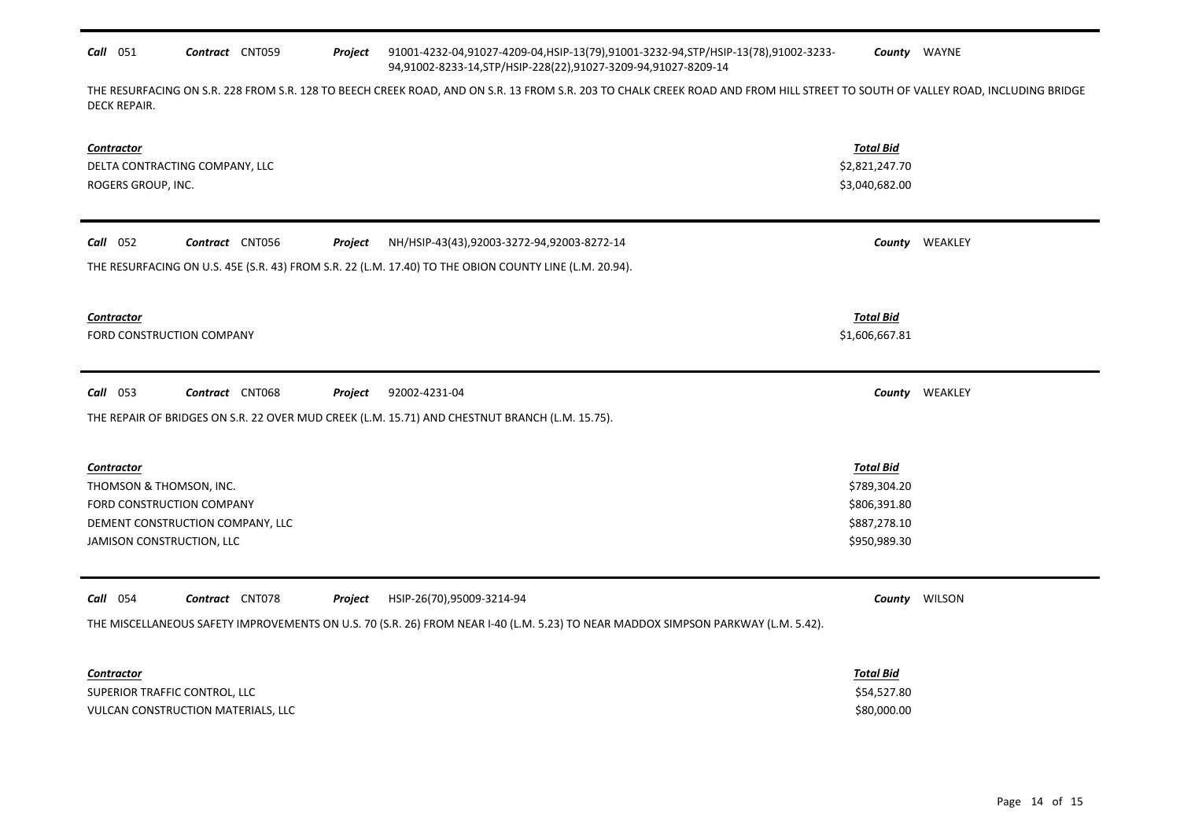**Call** 051 **Contract** CNT059 **Project** 91001-4232-04,91027-4209-04,HSIP-13(79),91001-3232-94,STP/HSIP-13(78),91002-3233-94,91002-8233-14,STP/HSIP-228(22),91027-3209-94,91027-8209-14 **County** WAYNE

THE RESURFACING ON S.R. 228 FROM S.R. 128 TO BEECH CREEK ROAD, AND ON S.R. 13 FROM S.R. 203 TO CHALK CREEK ROAD AND FROM HILL STREET TO SOUTH OF VALLEY ROAD, INCLUDING BRIDGE DECK REPAIR.

| Contractor | Total Bid |
|---|---|
| DELTA CONTRACTING COMPANY, LLC | $2,821,247.70 |
| ROGERS GROUP, INC. | $3,040,682.00 |

---

**Call** 052 **Contract** CNT056 **Project** NH/HSIP-43(43),92003-3272-94,92003-8272-14 **County** WEAKLEY

THE RESURFACING ON U.S. 45E (S.R. 43) FROM S.R. 22 (L.M. 17.40) TO THE OBION COUNTY LINE (L.M. 20.94).

| Contractor | Total Bid |
|---|---|
| FORD CONSTRUCTION COMPANY | $1,606,667.81 |

---

**Call** 053 **Contract** CNT068 **Project** 92002-4231-04 **County** WEAKLEY

THE REPAIR OF BRIDGES ON S.R. 22 OVER MUD CREEK (L.M. 15.71) AND CHESTNUT BRANCH (L.M. 15.75).

| Contractor | Total Bid |
|---|---|
| THOMSON & THOMSON, INC. | $789,304.20 |
| FORD CONSTRUCTION COMPANY | $806,391.80 |
| DEMENT CONSTRUCTION COMPANY, LLC | $887,278.10 |
| JAMISON CONSTRUCTION, LLC | $950,989.30 |

---

**Call** 054 **Contract** CNT078 **Project** HSIP-26(70),95009-3214-94 **County** WILSON

THE MISCELLANEOUS SAFETY IMPROVEMENTS ON U.S. 70 (S.R. 26) FROM NEAR I-40 (L.M. 5.23) TO NEAR MADDOX SIMPSON PARKWAY (L.M. 5.42).

| Contractor | Total Bid |
|---|---|
| SUPERIOR TRAFFIC CONTROL, LLC | $54,527.80 |
| VULCAN CONSTRUCTION MATERIALS, LLC | $80,000.00 |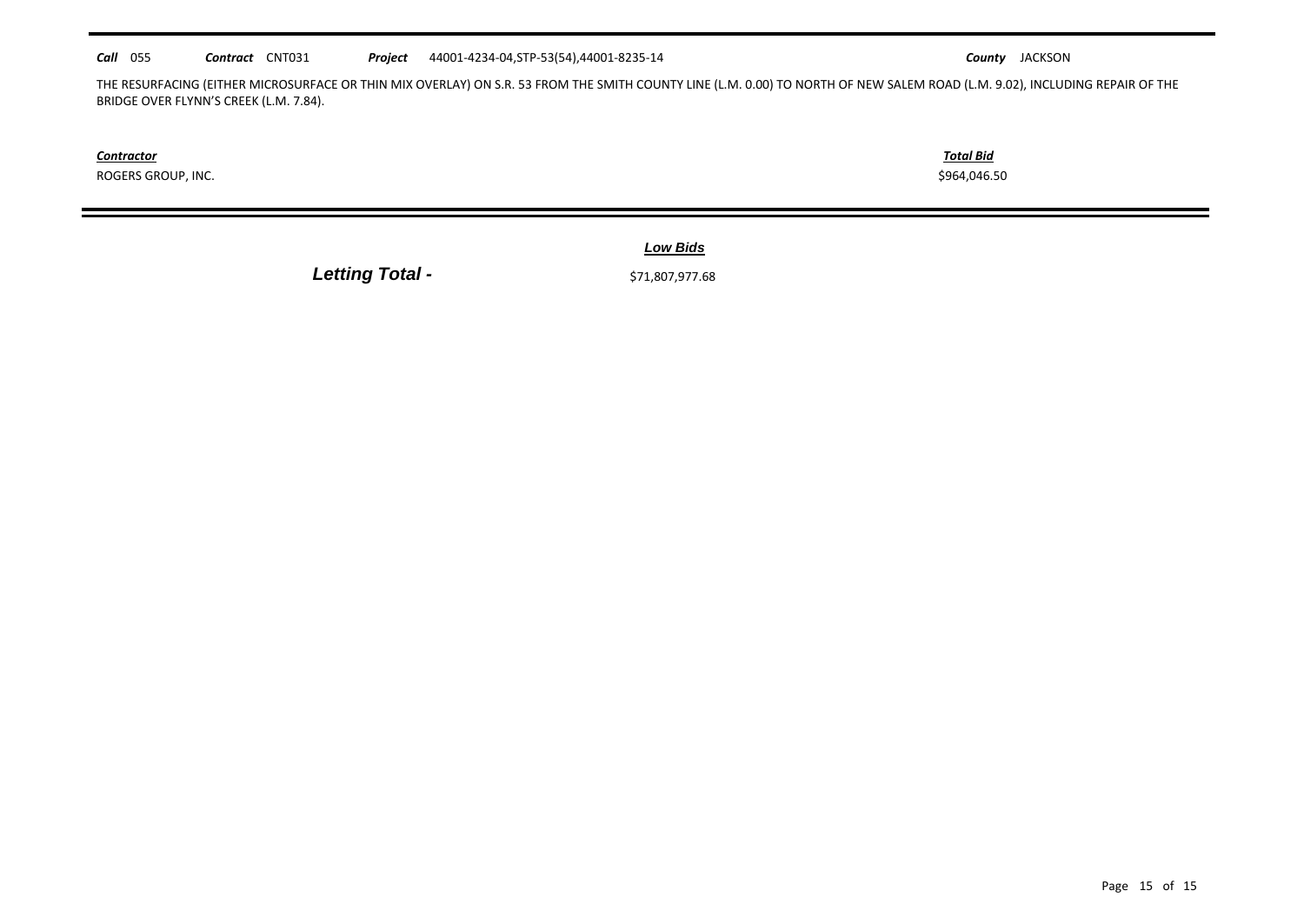**Call** 055 **Contract** CNT031 **Project** 44001-4234-04,STP-53(54),44001-8235-14 **County** JACKSON

THE RESURFACING (EITHER MICROSURFACE OR THIN MIX OVERLAY) ON S.R. 53 FROM THE SMITH COUNTY LINE (L.M. 0.00) TO NORTH OF NEW SALEM ROAD (L.M. 9.02), INCLUDING REPAIR OF THE BRIDGE OVER FLYNN'S CREEK (L.M. 7.84).

| Contractor | Total Bid |
| --- | --- |
| ROGERS GROUP, INC. | $964,046.50 |

| | Low Bids |
| --- | --- |
| **Letting Total -** | $71,807,977.68 |